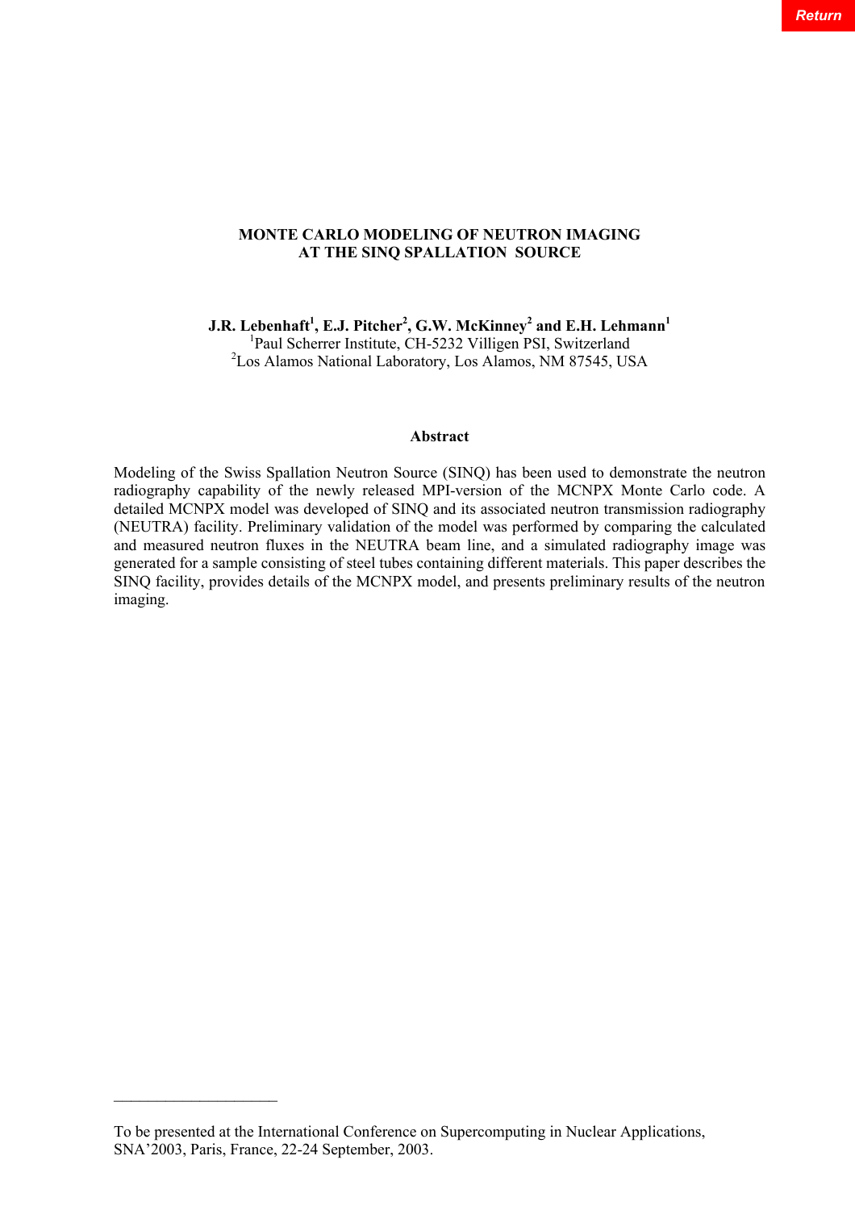# MONTE CARLO MODELING OF NEUTRON IMAGING AT THE SINQ SPALLATION SOURCE

**J.R. Lebenhaft[1], E.J. Pitcher[2], G.W. McKinney[2] and E.H. Lehmann[1]**

[1]Paul Scherrer Institute, CH-5232 Villigen PSI, Switzerland

[2]Los Alamos National Laboratory, Los Alamos, NM 87545, USA

## Abstract

Modeling of the Swiss Spallation Neutron Source (SINQ) has been used to demonstrate the neutron radiography capability of the newly released MPI-version of the MCNPX Monte Carlo code. A detailed MCNPX model was developed of SINQ and its associated neutron transmission radiography (NEUTRA) facility. Preliminary validation of the model was performed by comparing the calculated and measured neutron fluxes in the NEUTRA beam line, and a simulated radiography image was generated for a sample consisting of steel tubes containing different materials. This paper describes the SINQ facility, provides details of the MCNPX model, and presents preliminary results of the neutron imaging.

---

To be presented at the International Conference on Supercomputing in Nuclear Applications, SNA'2003, Paris, France, 22-24 September, 2003.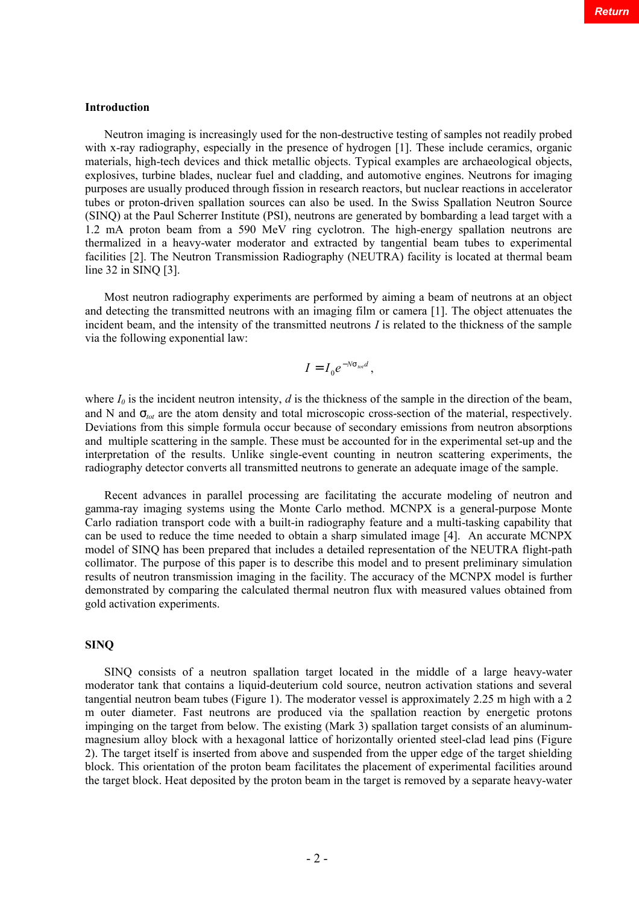## Introduction

Neutron imaging is increasingly used for the non-destructive testing of samples not readily probed with x-ray radiography, especially in the presence of hydrogen [1]. These include ceramics, organic materials, high-tech devices and thick metallic objects. Typical examples are archaeological objects, explosives, turbine blades, nuclear fuel and cladding, and automotive engines. Neutrons for imaging purposes are usually produced through fission in research reactors, but nuclear reactions in accelerator tubes or proton-driven spallation sources can also be used. In the Swiss Spallation Neutron Source (SINQ) at the Paul Scherrer Institute (PSI), neutrons are generated by bombarding a lead target with a 1.2 mA proton beam from a 590 MeV ring cyclotron. The high-energy spallation neutrons are thermalized in a heavy-water moderator and extracted by tangential beam tubes to experimental facilities [2]. The Neutron Transmission Radiography (NEUTRA) facility is located at thermal beam line 32 in SINQ [3].

Most neutron radiography experiments are performed by aiming a beam of neutrons at an object and detecting the transmitted neutrons with an imaging film or camera [1]. The object attenuates the incident beam, and the intensity of the transmitted neutrons $I$ is related to the thickness of the sample via the following exponential law:

$$I = I_0 e^{-N\sigma_{tot}d},$$

where $I_0$ is the incident neutron intensity, $d$ is the thickness of the sample in the direction of the beam, and N and $\sigma_{tot}$ are the atom density and total microscopic cross-section of the material, respectively. Deviations from this simple formula occur because of secondary emissions from neutron absorptions and multiple scattering in the sample. These must be accounted for in the experimental set-up and the interpretation of the results. Unlike single-event counting in neutron scattering experiments, the radiography detector converts all transmitted neutrons to generate an adequate image of the sample.

Recent advances in parallel processing are facilitating the accurate modeling of neutron and gamma-ray imaging systems using the Monte Carlo method. MCNPX is a general-purpose Monte Carlo radiation transport code with a built-in radiography feature and a multi-tasking capability that can be used to reduce the time needed to obtain a sharp simulated image [4]. An accurate MCNPX model of SINQ has been prepared that includes a detailed representation of the NEUTRA flight-path collimator. The purpose of this paper is to describe this model and to present preliminary simulation results of neutron transmission imaging in the facility. The accuracy of the MCNPX model is further demonstrated by comparing the calculated thermal neutron flux with measured values obtained from gold activation experiments.

## SINQ

SINQ consists of a neutron spallation target located in the middle of a large heavy-water moderator tank that contains a liquid-deuterium cold source, neutron activation stations and several tangential neutron beam tubes (Figure 1). The moderator vessel is approximately 2.25 m high with a 2 m outer diameter. Fast neutrons are produced via the spallation reaction by energetic protons impinging on the target from below. The existing (Mark 3) spallation target consists of an aluminum-magnesium alloy block with a hexagonal lattice of horizontally oriented steel-clad lead pins (Figure 2). The target itself is inserted from above and suspended from the upper edge of the target shielding block. This orientation of the proton beam facilitates the placement of experimental facilities around the target block. Heat deposited by the proton beam in the target is removed by a separate heavy-water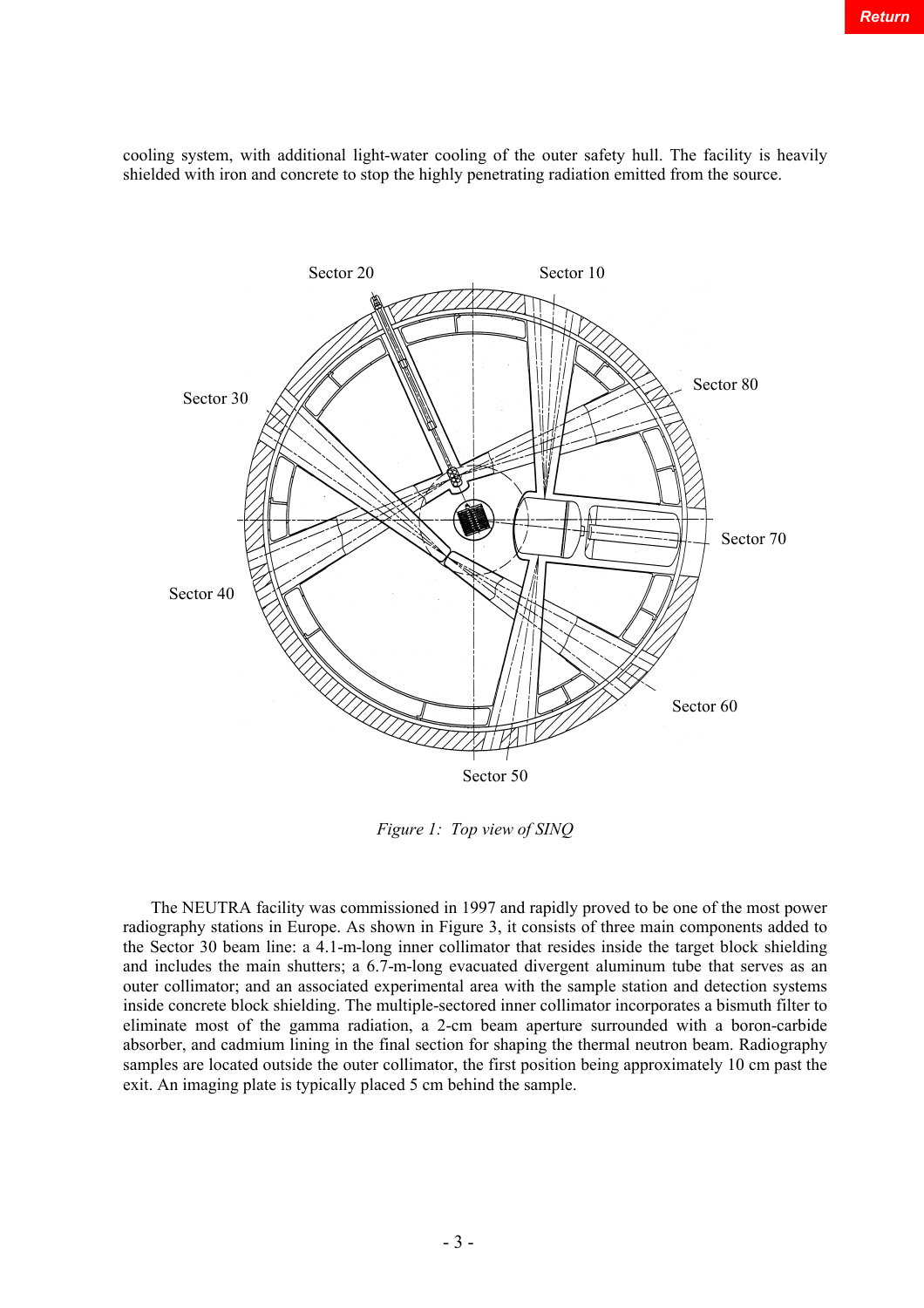cooling system, with additional light-water cooling of the outer safety hull. The facility is heavily shielded with iron and concrete to stop the highly penetrating radiation emitted from the source.

*Figure 1: Top view of SINQ*

The NEUTRA facility was commissioned in 1997 and rapidly proved to be one of the most power radiography stations in Europe. As shown in Figure 3, it consists of three main components added to the Sector 30 beam line: a 4.1-m-long inner collimator that resides inside the target block shielding and includes the main shutters; a 6.7-m-long evacuated divergent aluminum tube that serves as an outer collimator; and an associated experimental area with the sample station and detection systems inside concrete block shielding. The multiple-sectored inner collimator incorporates a bismuth filter to eliminate most of the gamma radiation, a 2-cm beam aperture surrounded with a boron-carbide absorber, and cadmium lining in the final section for shaping the thermal neutron beam. Radiography samples are located outside the outer collimator, the first position being approximately 10 cm past the exit. An imaging plate is typically placed 5 cm behind the sample.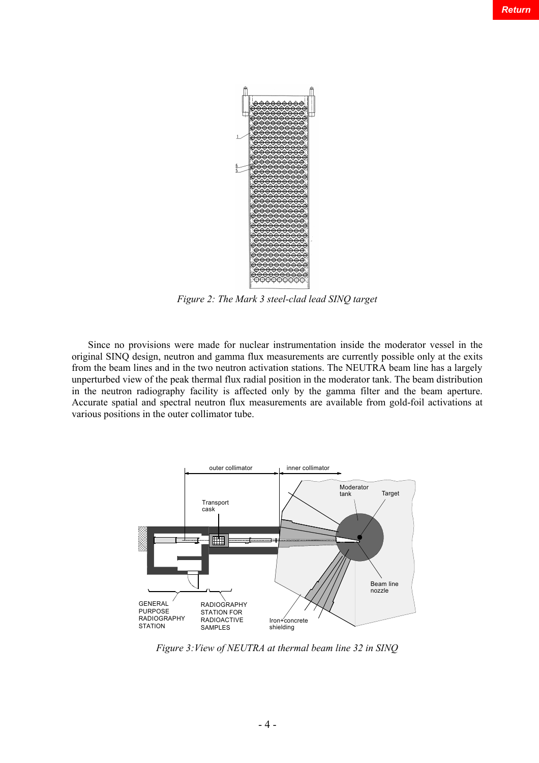*Figure 2: The Mark 3 steel-clad lead SINQ target*

Since no provisions were made for nuclear instrumentation inside the moderator vessel in the original SINQ design, neutron and gamma flux measurements are currently possible only at the exits from the beam lines and in the two neutron activation stations. The NEUTRA beam line has a largely unperturbed view of the peak thermal flux radial position in the moderator tank. The beam distribution in the neutron radiography facility is affected only by the gamma filter and the beam aperture. Accurate spatial and spectral neutron flux measurements are available from gold-foil activations at various positions in the outer collimator tube.

*Figure 3:View of NEUTRA at thermal beam line 32 in SINQ*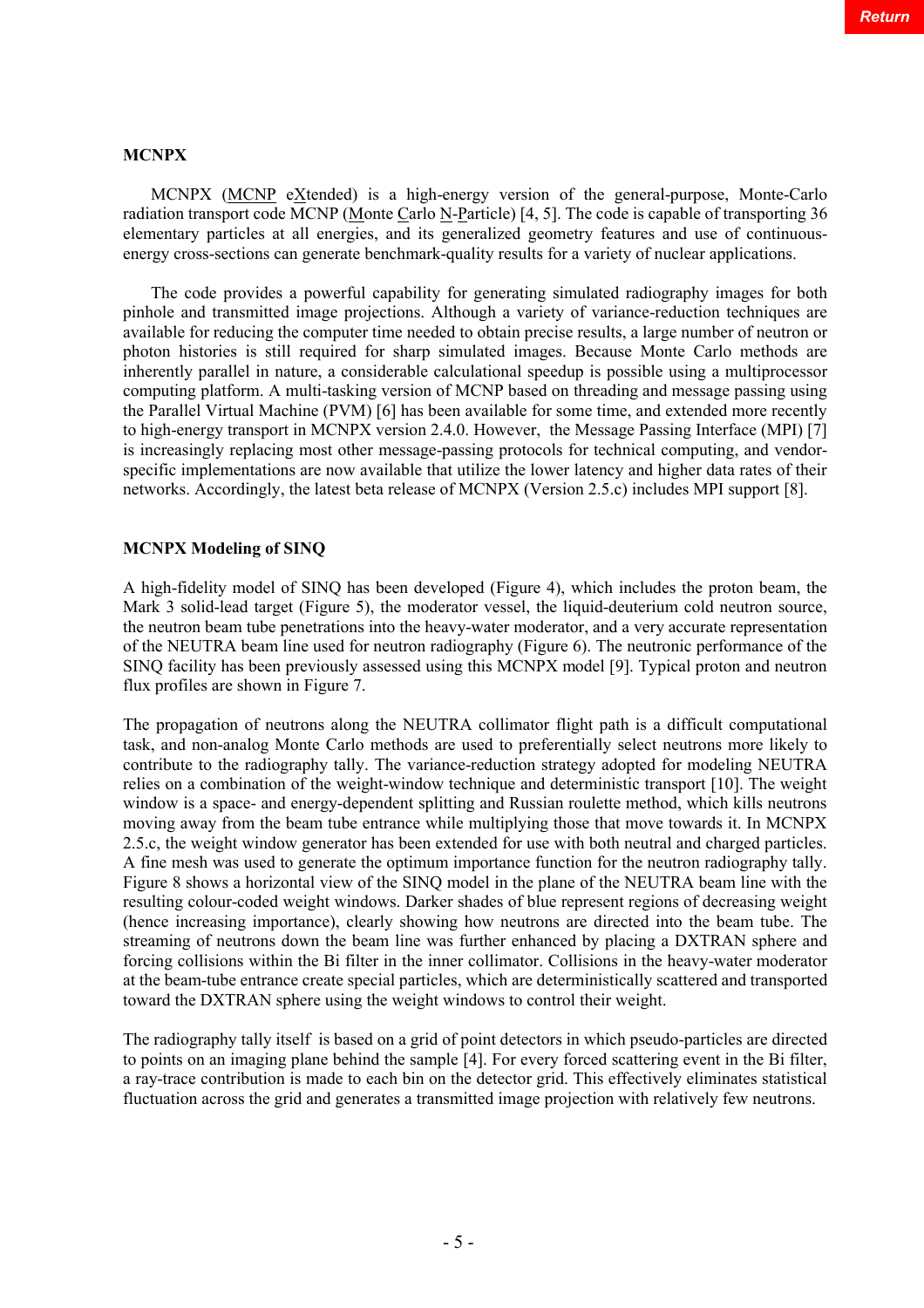## MCNPX

MCNPX (MCNP eXtended) is a high-energy version of the general-purpose, Monte-Carlo radiation transport code MCNP (Monte Carlo N-Particle) [4, 5]. The code is capable of transporting 36 elementary particles at all energies, and its generalized geometry features and use of continuous-energy cross-sections can generate benchmark-quality results for a variety of nuclear applications.

The code provides a powerful capability for generating simulated radiography images for both pinhole and transmitted image projections. Although a variety of variance-reduction techniques are available for reducing the computer time needed to obtain precise results, a large number of neutron or photon histories is still required for sharp simulated images. Because Monte Carlo methods are inherently parallel in nature, a considerable calculational speedup is possible using a multiprocessor computing platform. A multi-tasking version of MCNP based on threading and message passing using the Parallel Virtual Machine (PVM) [6] has been available for some time, and extended more recently to high-energy transport in MCNPX version 2.4.0. However, the Message Passing Interface (MPI) [7] is increasingly replacing most other message-passing protocols for technical computing, and vendor-specific implementations are now available that utilize the lower latency and higher data rates of their networks. Accordingly, the latest beta release of MCNPX (Version 2.5.c) includes MPI support [8].

## MCNPX Modeling of SINQ

A high-fidelity model of SINQ has been developed (Figure 4), which includes the proton beam, the Mark 3 solid-lead target (Figure 5), the moderator vessel, the liquid-deuterium cold neutron source, the neutron beam tube penetrations into the heavy-water moderator, and a very accurate representation of the NEUTRA beam line used for neutron radiography (Figure 6). The neutronic performance of the SINQ facility has been previously assessed using this MCNPX model [9]. Typical proton and neutron flux profiles are shown in Figure 7.

The propagation of neutrons along the NEUTRA collimator flight path is a difficult computational task, and non-analog Monte Carlo methods are used to preferentially select neutrons more likely to contribute to the radiography tally. The variance-reduction strategy adopted for modeling NEUTRA relies on a combination of the weight-window technique and deterministic transport [10]. The weight window is a space- and energy-dependent splitting and Russian roulette method, which kills neutrons moving away from the beam tube entrance while multiplying those that move towards it. In MCNPX 2.5.c, the weight window generator has been extended for use with both neutral and charged particles. A fine mesh was used to generate the optimum importance function for the neutron radiography tally. Figure 8 shows a horizontal view of the SINQ model in the plane of the NEUTRA beam line with the resulting colour-coded weight windows. Darker shades of blue represent regions of decreasing weight (hence increasing importance), clearly showing how neutrons are directed into the beam tube. The streaming of neutrons down the beam line was further enhanced by placing a DXTRAN sphere and forcing collisions within the Bi filter in the inner collimator. Collisions in the heavy-water moderator at the beam-tube entrance create special particles, which are deterministically scattered and transported toward the DXTRAN sphere using the weight windows to control their weight.

The radiography tally itself is based on a grid of point detectors in which pseudo-particles are directed to points on an imaging plane behind the sample [4]. For every forced scattering event in the Bi filter, a ray-trace contribution is made to each bin on the detector grid. This effectively eliminates statistical fluctuation across the grid and generates a transmitted image projection with relatively few neutrons.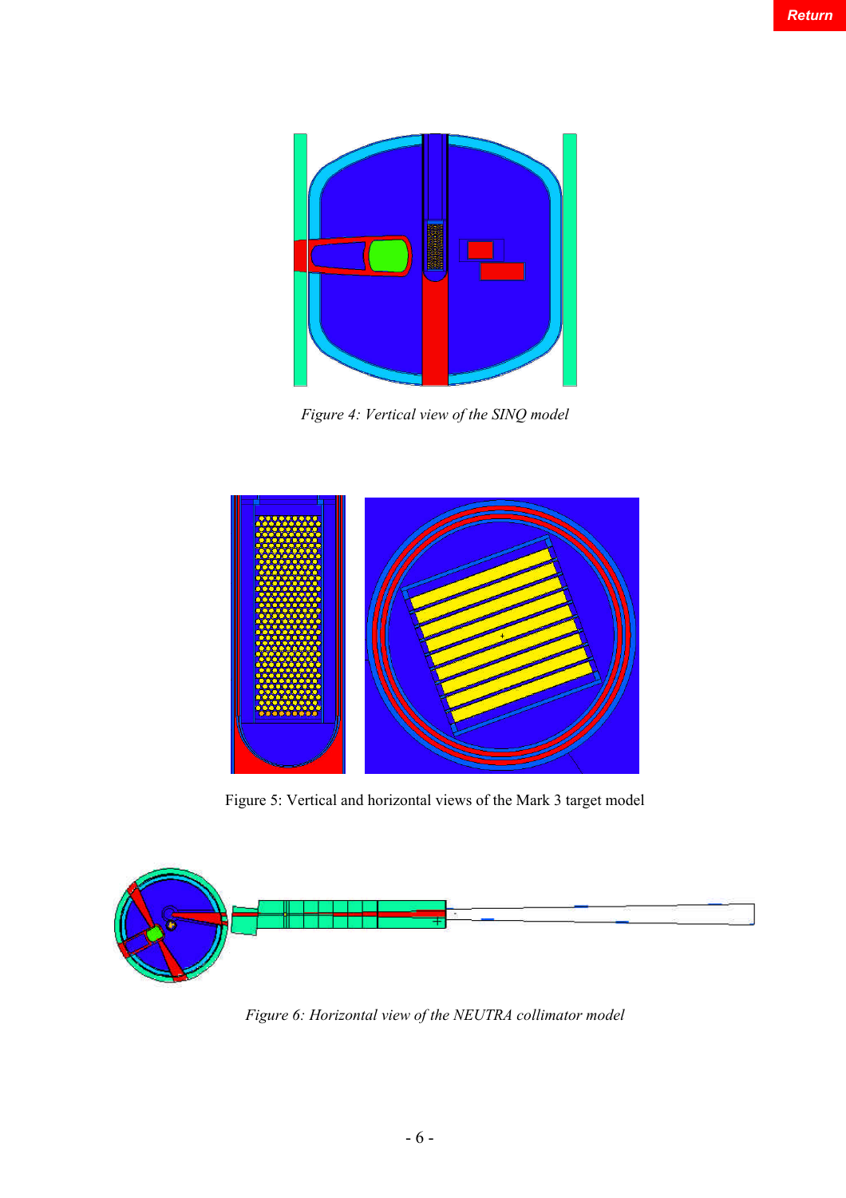*Figure 4: Vertical view of the SINQ model*

Figure 5: Vertical and horizontal views of the Mark 3 target model

*Figure 6: Horizontal view of the NEUTRA collimator model*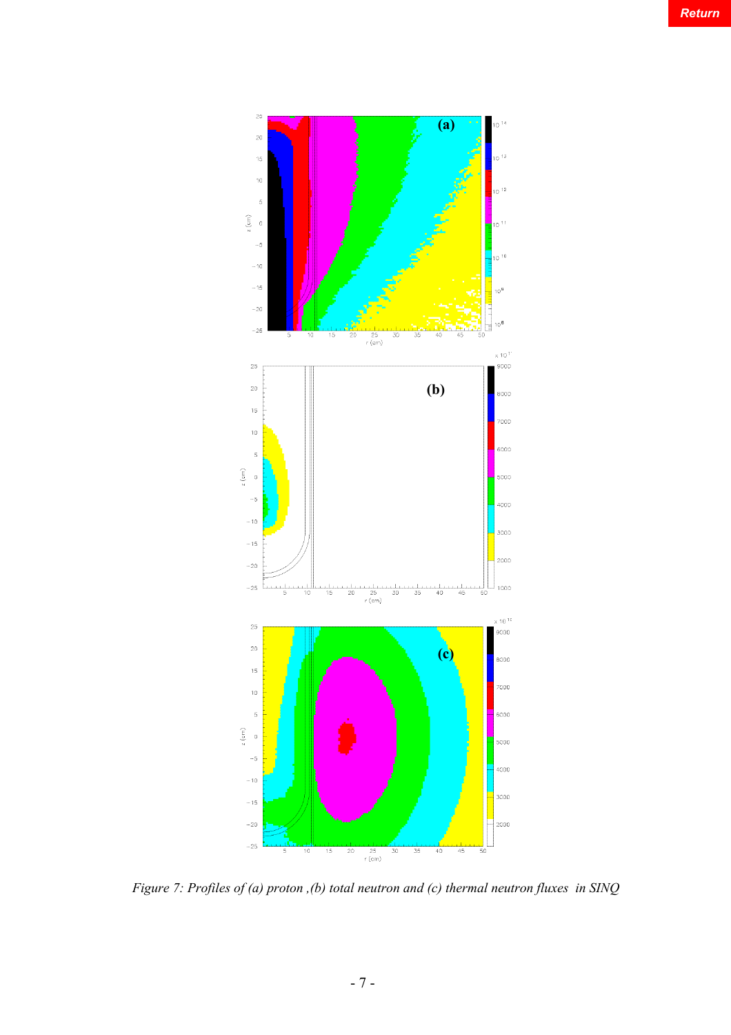Return

*Figure 7: Profiles of (a) proton ,(b) total neutron and (c) thermal neutron fluxes in SINQ*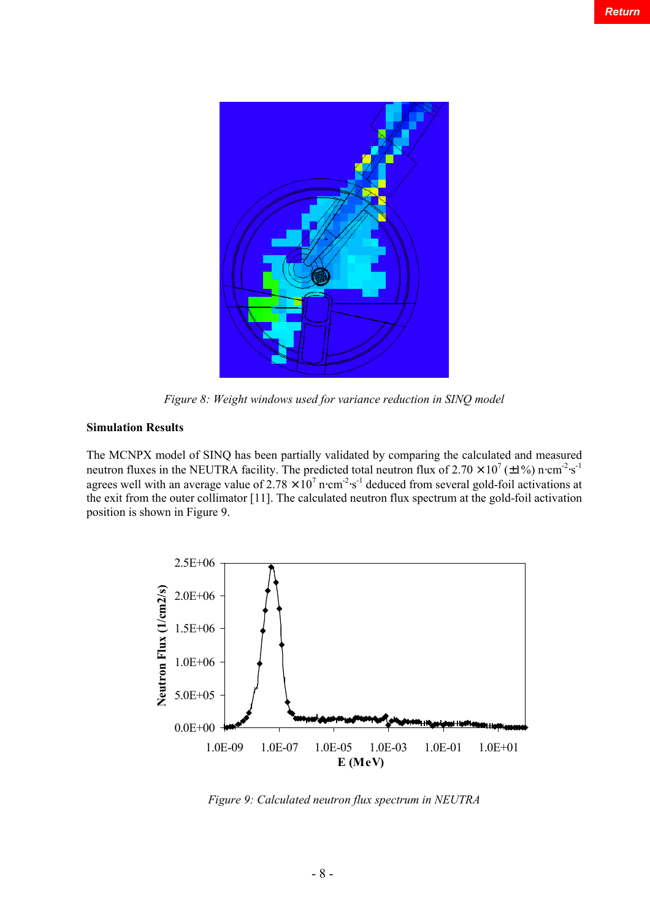Figure 8: Weight windows used for variance reduction in SINQ model

**Simulation Results**

The MCNPX model of SINQ has been partially validated by comparing the calculated and measured neutron fluxes in the NEUTRA facility. The predicted total neutron flux of $2.70 \times 10^7$ (±1%) $n \cdot cm^{-2} \cdot s^{-1}$ agrees well with an average value of $2.78 \times 10^7$ $n \cdot cm^{-2} \cdot s^{-1}$ deduced from several gold-foil activations at the exit from the outer collimator [11]. The calculated neutron flux spectrum at the gold-foil activation position is shown in Figure 9.

Figure 9: Calculated neutron flux spectrum in NEUTRA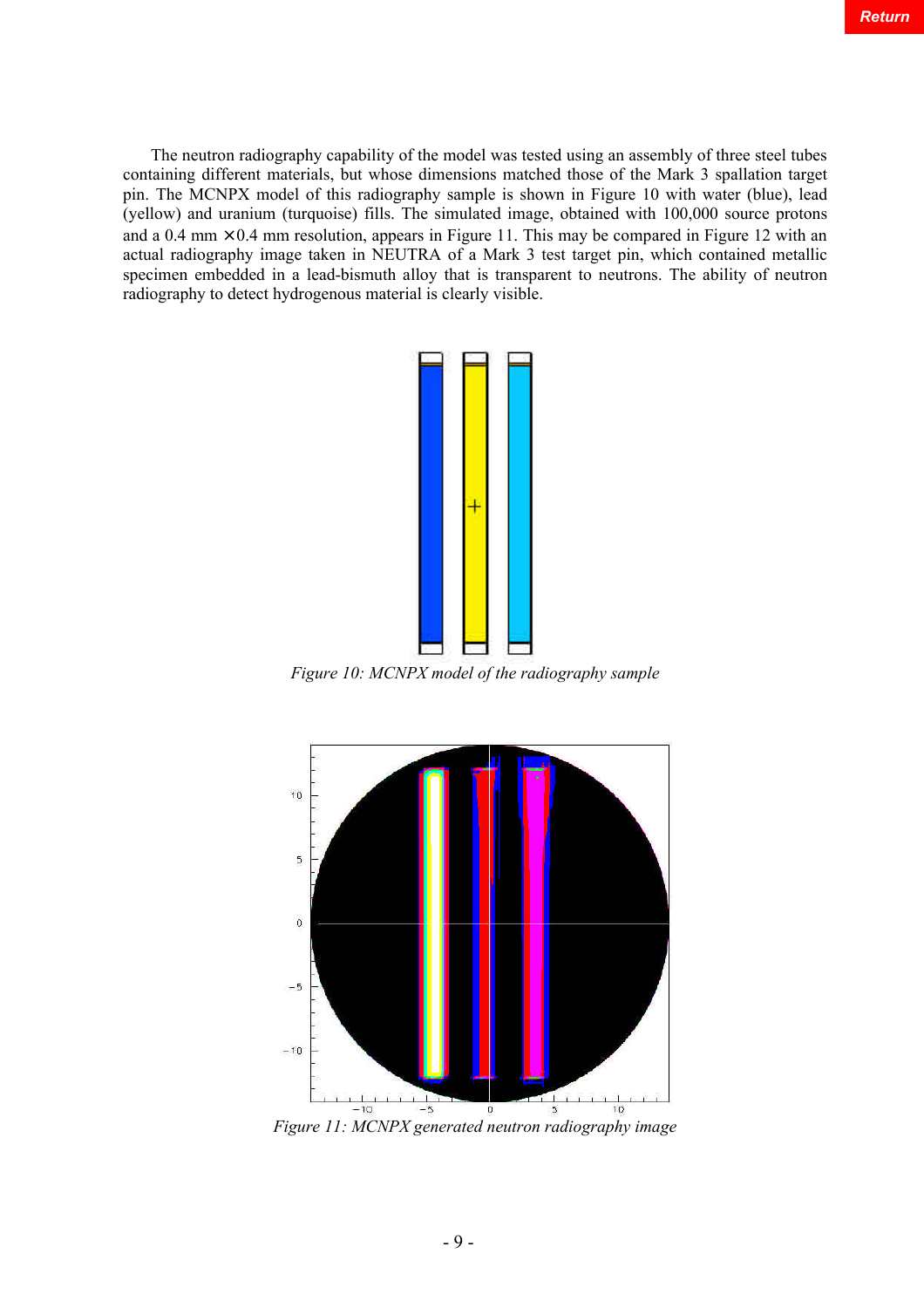The neutron radiography capability of the model was tested using an assembly of three steel tubes containing different materials, but whose dimensions matched those of the Mark 3 spallation target pin. The MCNPX model of this radiography sample is shown in Figure 10 with water (blue), lead (yellow) and uranium (turquoise) fills. The simulated image, obtained with 100,000 source protons and a 0.4 mm × 0.4 mm resolution, appears in Figure 11. This may be compared in Figure 12 with an actual radiography image taken in NEUTRA of a Mark 3 test target pin, which contained metallic specimen embedded in a lead-bismuth alloy that is transparent to neutrons. The ability of neutron radiography to detect hydrogenous material is clearly visible.

*Figure 10: MCNPX model of the radiography sample*

*Figure 11: MCNPX generated neutron radiography image*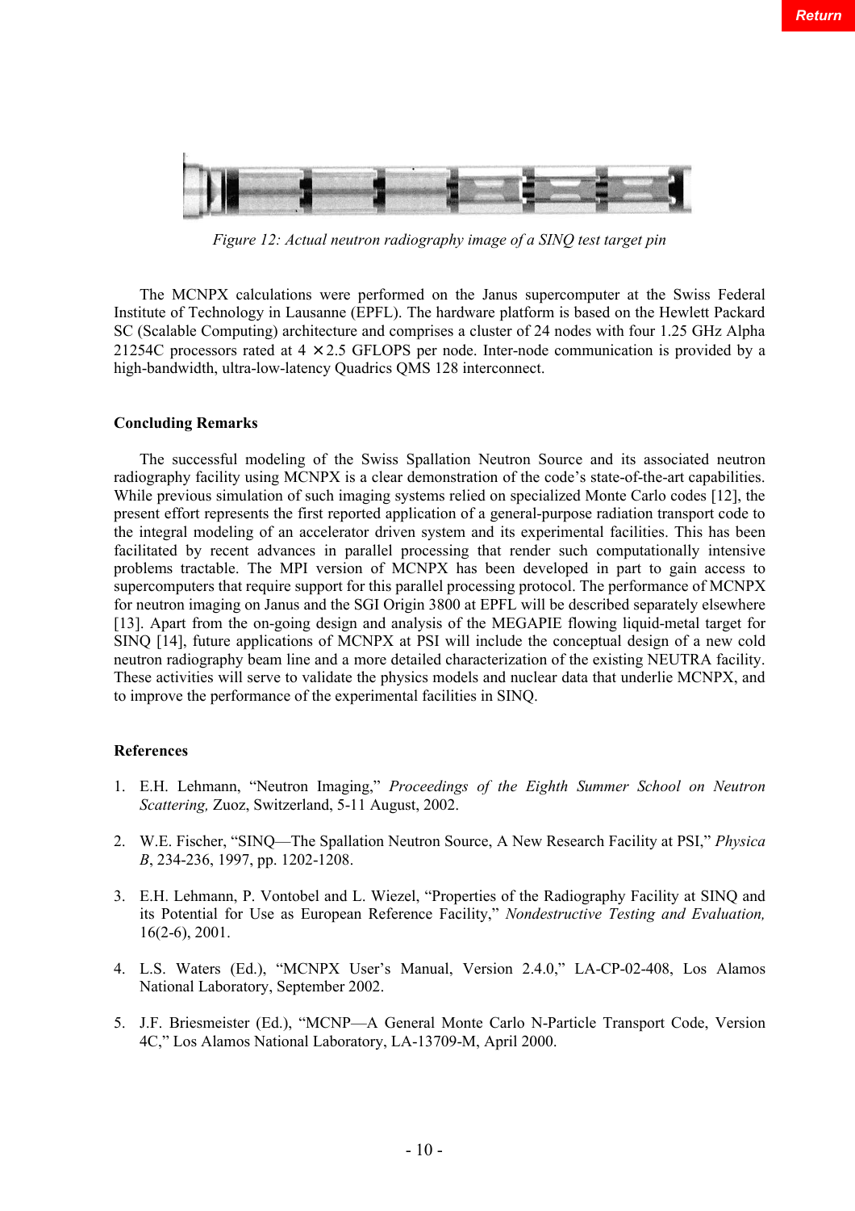*Figure 12: Actual neutron radiography image of a SINQ test target pin*

The MCNPX calculations were performed on the Janus supercomputer at the Swiss Federal Institute of Technology in Lausanne (EPFL). The hardware platform is based on the Hewlett Packard SC (Scalable Computing) architecture and comprises a cluster of 24 nodes with four 1.25 GHz Alpha 21254C processors rated at 4 × 2.5 GFLOPS per node. Inter-node communication is provided by a high-bandwidth, ultra-low-latency Quadrics QMS 128 interconnect.

## Concluding Remarks

The successful modeling of the Swiss Spallation Neutron Source and its associated neutron radiography facility using MCNPX is a clear demonstration of the code's state-of-the-art capabilities. While previous simulation of such imaging systems relied on specialized Monte Carlo codes [12], the present effort represents the first reported application of a general-purpose radiation transport code to the integral modeling of an accelerator driven system and its experimental facilities. This has been facilitated by recent advances in parallel processing that render such computationally intensive problems tractable. The MPI version of MCNPX has been developed in part to gain access to supercomputers that require support for this parallel processing protocol. The performance of MCNPX for neutron imaging on Janus and the SGI Origin 3800 at EPFL will be described separately elsewhere [13]. Apart from the on-going design and analysis of the MEGAPIE flowing liquid-metal target for SINQ [14], future applications of MCNPX at PSI will include the conceptual design of a new cold neutron radiography beam line and a more detailed characterization of the existing NEUTRA facility. These activities will serve to validate the physics models and nuclear data that underlie MCNPX, and to improve the performance of the experimental facilities in SINQ.

## References

1. E.H. Lehmann, "Neutron Imaging," *Proceedings of the Eighth Summer School on Neutron Scattering,* Zuoz, Switzerland, 5-11 August, 2002.

2. W.E. Fischer, "SINQ—The Spallation Neutron Source, A New Research Facility at PSI," *Physica B*, 234-236, 1997, pp. 1202-1208.

3. E.H. Lehmann, P. Vontobel and L. Wiezel, "Properties of the Radiography Facility at SINQ and its Potential for Use as European Reference Facility," *Nondestructive Testing and Evaluation,* 16(2-6), 2001.

4. L.S. Waters (Ed.), "MCNPX User's Manual, Version 2.4.0," LA-CP-02-408, Los Alamos National Laboratory, September 2002.

5. J.F. Briesmeister (Ed.), "MCNP—A General Monte Carlo N-Particle Transport Code, Version 4C," Los Alamos National Laboratory, LA-13709-M, April 2000.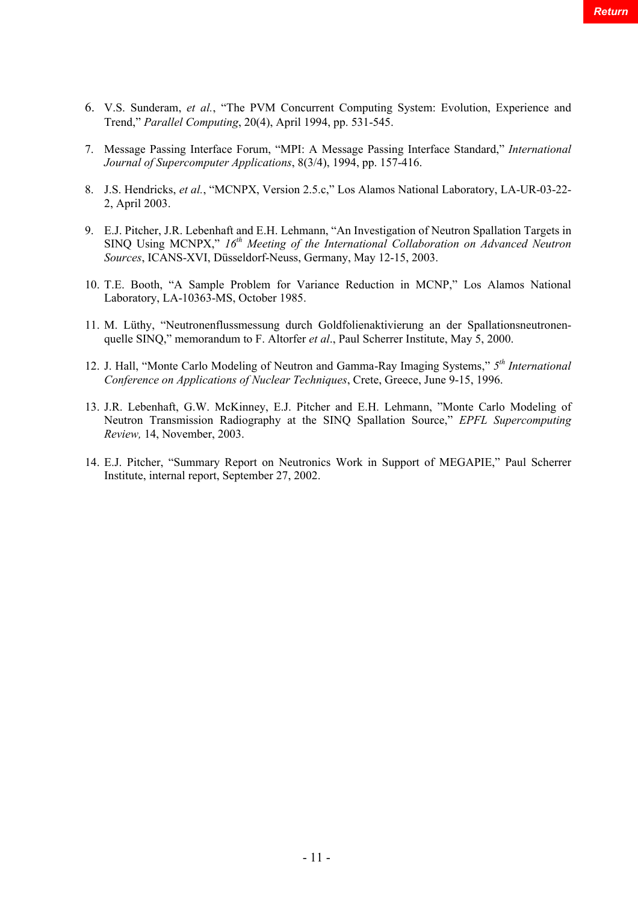6. V.S. Sunderam, *et al.*, "The PVM Concurrent Computing System: Evolution, Experience and Trend," *Parallel Computing*, 20(4), April 1994, pp. 531-545.

7. Message Passing Interface Forum, "MPI: A Message Passing Interface Standard," *International Journal of Supercomputer Applications*, 8(3/4), 1994, pp. 157-416.

8. J.S. Hendricks, *et al.*, "MCNPX, Version 2.5.c," Los Alamos National Laboratory, LA-UR-03-22-2, April 2003.

9. E.J. Pitcher, J.R. Lebenhaft and E.H. Lehmann, "An Investigation of Neutron Spallation Targets in SINQ Using MCNPX," *16th Meeting of the International Collaboration on Advanced Neutron Sources*, ICANS-XVI, Düsseldorf-Neuss, Germany, May 12-15, 2003.

10. T.E. Booth, "A Sample Problem for Variance Reduction in MCNP," Los Alamos National Laboratory, LA-10363-MS, October 1985.

11. M. Lüthy, "Neutronenflussmessung durch Goldfolienaktivierung an der Spallationsneutronen-quelle SINQ," memorandum to F. Altorfer *et al*., Paul Scherrer Institute, May 5, 2000.

12. J. Hall, "Monte Carlo Modeling of Neutron and Gamma-Ray Imaging Systems," *5th International Conference on Applications of Nuclear Techniques*, Crete, Greece, June 9-15, 1996.

13. J.R. Lebenhaft, G.W. McKinney, E.J. Pitcher and E.H. Lehmann, "Monte Carlo Modeling of Neutron Transmission Radiography at the SINQ Spallation Source," *EPFL Supercomputing Review,* 14, November, 2003.

14. E.J. Pitcher, "Summary Report on Neutronics Work in Support of MEGAPIE," Paul Scherrer Institute, internal report, September 27, 2002.